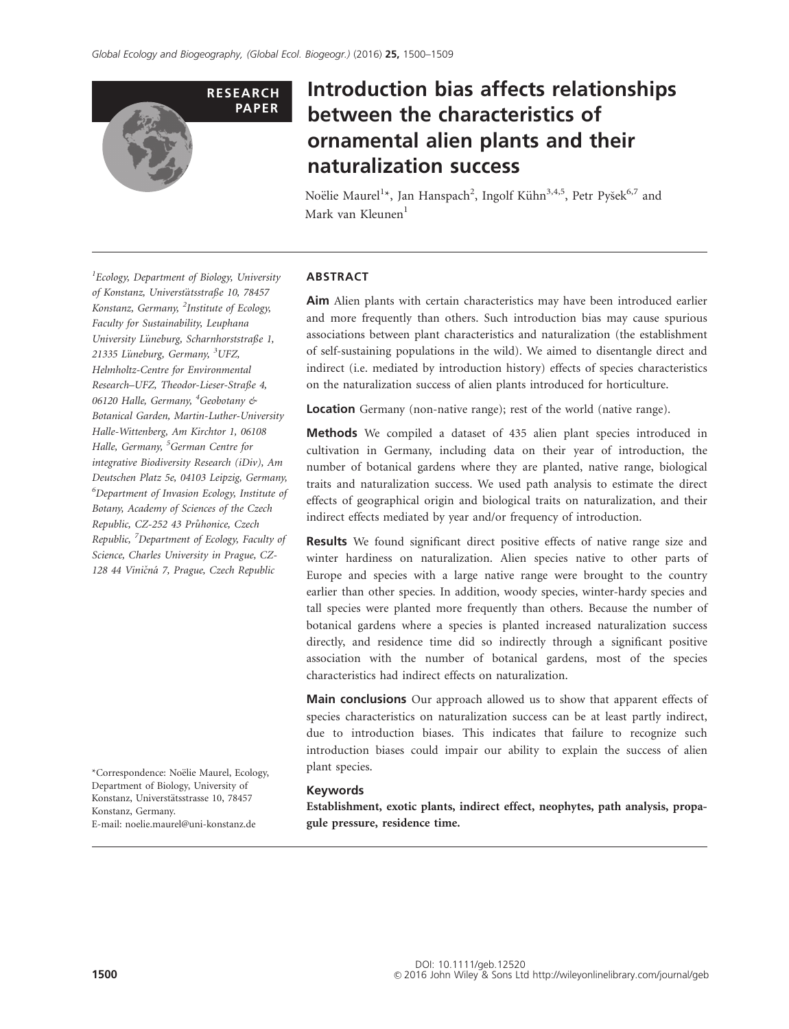RESEARCH PAPER

# Introduction bias affects relationships between the characteristics of ornamental alien plants and their naturalization success

Noëlie Maurel[1]*, Jan Hanspach[2], Ingolf Kühn[3,4,5], Petr Pyšek[6,7] and Mark van Kleunen[1]

[1]Ecology, Department of Biology, University of Konstanz, Universtätsstraße 10, 78457 Konstanz, Germany, [2]Institute of Ecology, Faculty for Sustainability, Leuphana University Lüneburg, Scharnhorststraße 1, 21335 Lüneburg, Germany, [3]UFZ, Helmholtz-Centre for Environmental Research–UFZ, Theodor-Lieser-Straße 4, 06120 Halle, Germany, [4]Geobotany & Botanical Garden, Martin-Luther-University Halle-Wittenberg, Am Kirchtor 1, 06108 Halle, Germany, [5]German Centre for integrative Biodiversity Research (iDiv), Am Deutschen Platz 5e, 04103 Leipzig, Germany, [6]Department of Invasion Ecology, Institute of Botany, Academy of Sciences of the Czech Republic, CZ-252 43 Průhonice, Czech Republic, [7]Department of Ecology, Faculty of Science, Charles University in Prague, CZ-128 44 Viničná 7, Prague, Czech Republic

*Correspondence: Noëlie Maurel, Ecology, Department of Biology, University of Konstanz, Universtätsstrasse 10, 78457 Konstanz, Germany.
E-mail: noelie.maurel@uni-konstanz.de

## ABSTRACT

**Aim** Alien plants with certain characteristics may have been introduced earlier and more frequently than others. Such introduction bias may cause spurious associations between plant characteristics and naturalization (the establishment of self-sustaining populations in the wild). We aimed to disentangle direct and indirect (i.e. mediated by introduction history) effects of species characteristics on the naturalization success of alien plants introduced for horticulture.

**Location** Germany (non-native range); rest of the world (native range).

**Methods** We compiled a dataset of 435 alien plant species introduced in cultivation in Germany, including data on their year of introduction, the number of botanical gardens where they are planted, native range, biological traits and naturalization success. We used path analysis to estimate the direct effects of geographical origin and biological traits on naturalization, and their indirect effects mediated by year and/or frequency of introduction.

**Results** We found significant direct positive effects of native range size and winter hardiness on naturalization. Alien species native to other parts of Europe and species with a large native range were brought to the country earlier than other species. In addition, woody species, winter-hardy species and tall species were planted more frequently than others. Because the number of botanical gardens where a species is planted increased naturalization success directly, and residence time did so indirectly through a significant positive association with the number of botanical gardens, most of the species characteristics had indirect effects on naturalization.

**Main conclusions** Our approach allowed us to show that apparent effects of species characteristics on naturalization success can be at least partly indirect, due to introduction biases. This indicates that failure to recognize such introduction biases could impair our ability to explain the success of alien plant species.

### Keywords

**Establishment, exotic plants, indirect effect, neophytes, path analysis, propagule pressure, residence time.**

DOI: 10.1111/geb.12520
© 2016 John Wiley & Sons Ltd http://wileyonlinelibrary.com/journal/geb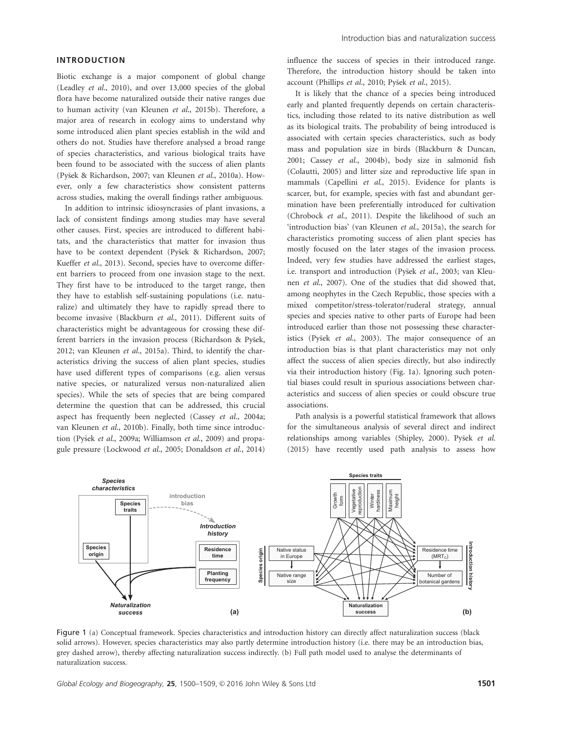## INTRODUCTION

Biotic exchange is a major component of global change (Leadley *et al.*, 2010), and over 13,000 species of the global flora have become naturalized outside their native ranges due to human activity (van Kleunen *et al.*, 2015b). Therefore, a major area of research in ecology aims to understand why some introduced alien plant species establish in the wild and others do not. Studies have therefore analysed a broad range of species characteristics, and various biological traits have been found to be associated with the success of alien plants (Pyšek & Richardson, 2007; van Kleunen *et al.*, 2010a). However, only a few characteristics show consistent patterns across studies, making the overall findings rather ambiguous.

In addition to intrinsic idiosyncrasies of plant invasions, a lack of consistent findings among studies may have several other causes. First, species are introduced to different habitats, and the characteristics that matter for invasion thus have to be context dependent (Pyšek & Richardson, 2007; Kueffer *et al.*, 2013). Second, species have to overcome different barriers to proceed from one invasion stage to the next. They first have to be introduced to the target range, then they have to establish self-sustaining populations (i.e. naturalize) and ultimately they have to rapidly spread there to become invasive (Blackburn *et al.*, 2011). Different suits of characteristics might be advantageous for crossing these different barriers in the invasion process (Richardson & Pyšek, 2012; van Kleunen *et al.*, 2015a). Third, to identify the characteristics driving the success of alien plant species, studies have used different types of comparisons (e.g. alien versus native species, or naturalized versus non-naturalized alien species). While the sets of species that are being compared determine the question that can be addressed, this crucial aspect has frequently been neglected (Cassey *et al.*, 2004a; van Kleunen *et al.*, 2010b). Finally, both time since introduction (Pyšek *et al.*, 2009a; Williamson *et al.*, 2009) and propagule pressure (Lockwood *et al.*, 2005; Donaldson *et al.*, 2014) influence the success of species in their introduced range. Therefore, the introduction history should be taken into account (Phillips *et al.*, 2010; Pyšek *et al.*, 2015).

It is likely that the chance of a species being introduced early and planted frequently depends on certain characteristics, including those related to its native distribution as well as its biological traits. The probability of being introduced is associated with certain species characteristics, such as body mass and population size in birds (Blackburn & Duncan, 2001; Cassey *et al.*, 2004b), body size in salmonid fish (Colautti, 2005) and litter size and reproductive life span in mammals (Capellini *et al.*, 2015). Evidence for plants is scarcer, but, for example, species with fast and abundant germination have been preferentially introduced for cultivation (Chrobock *et al.*, 2011). Despite the likelihood of such an 'introduction bias' (van Kleunen *et al.*, 2015a), the search for characteristics promoting success of alien plant species has mostly focused on the later stages of the invasion process. Indeed, very few studies have addressed the earliest stages, i.e. transport and introduction (Pyšek *et al.*, 2003; van Kleunen *et al.*, 2007). One of the studies that did showed that, among neophytes in the Czech Republic, those species with a mixed competitor/stress-tolerator/ruderal strategy, annual species and species native to other parts of Europe had been introduced earlier than those not possessing these characteristics (Pyšek *et al.*, 2003). The major consequence of an introduction bias is that plant characteristics may not only affect the success of alien species directly, but also indirectly via their introduction history (Fig. 1a). Ignoring such potential biases could result in spurious associations between characteristics and success of alien species or could obscure true associations.

Path analysis is a powerful statistical framework that allows for the simultaneous analysis of several direct and indirect relationships among variables (Shipley, 2000). Pyšek *et al.* (2015) have recently used path analysis to assess how

Figure 1 (a) Conceptual framework. Species characteristics and introduction history can directly affect naturalization success (black solid arrows). However, species characteristics may also partly determine introduction history (i.e. there may be an introduction bias, grey dashed arrow), thereby affecting naturalization success indirectly. (b) Full path model used to analyse the determinants of naturalization success.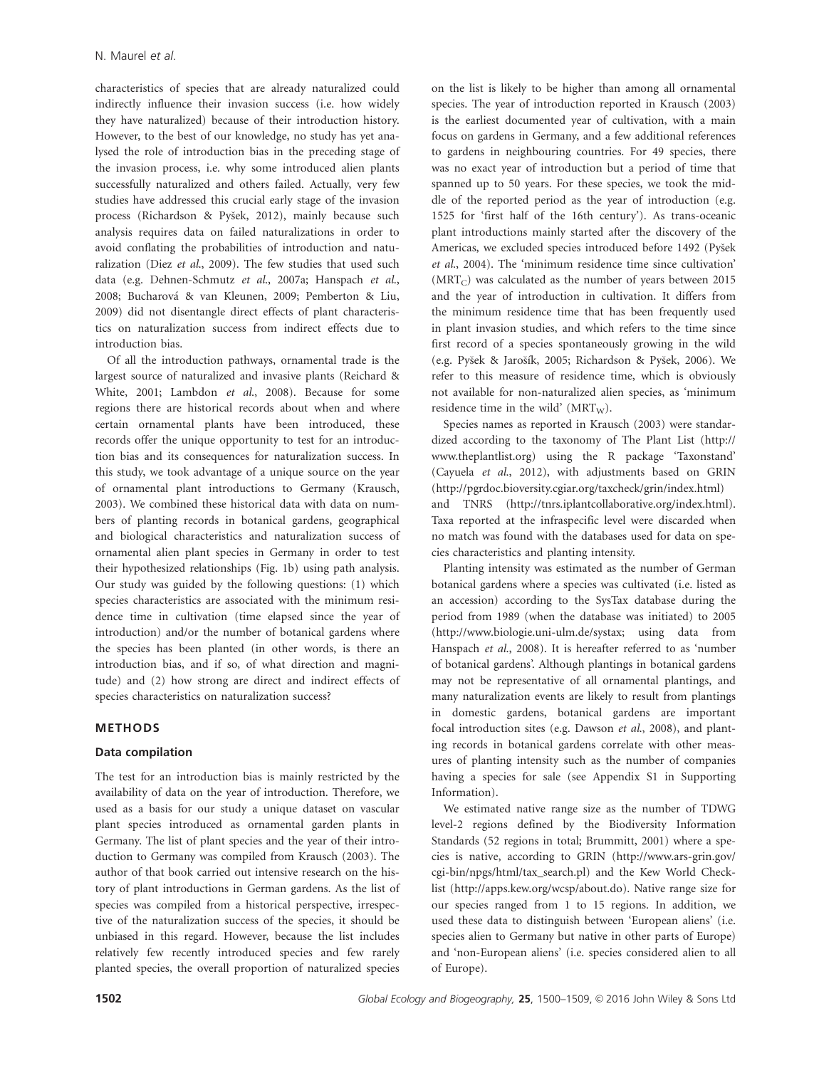characteristics of species that are already naturalized could indirectly influence their invasion success (i.e. how widely they have naturalized) because of their introduction history. However, to the best of our knowledge, no study has yet analysed the role of introduction bias in the preceding stage of the invasion process, i.e. why some introduced alien plants successfully naturalized and others failed. Actually, very few studies have addressed this crucial early stage of the invasion process (Richardson & Pyšek, 2012), mainly because such analysis requires data on failed naturalizations in order to avoid conflating the probabilities of introduction and naturalization (Diez *et al.*, 2009). The few studies that used such data (e.g. Dehnen-Schmutz *et al.*, 2007a; Hanspach *et al.*, 2008; Bucharová & van Kleunen, 2009; Pemberton & Liu, 2009) did not disentangle direct effects of plant characteristics on naturalization success from indirect effects due to introduction bias.

Of all the introduction pathways, ornamental trade is the largest source of naturalized and invasive plants (Reichard & White, 2001; Lambdon *et al.*, 2008). Because for some regions there are historical records about when and where certain ornamental plants have been introduced, these records offer the unique opportunity to test for an introduction bias and its consequences for naturalization success. In this study, we took advantage of a unique source on the year of ornamental plant introductions to Germany (Krausch, 2003). We combined these historical data with data on numbers of planting records in botanical gardens, geographical and biological characteristics and naturalization success of ornamental alien plant species in Germany in order to test their hypothesized relationships (Fig. 1b) using path analysis. Our study was guided by the following questions: (1) which species characteristics are associated with the minimum residence time in cultivation (time elapsed since the year of introduction) and/or the number of botanical gardens where the species has been planted (in other words, is there an introduction bias, and if so, of what direction and magnitude) and (2) how strong are direct and indirect effects of species characteristics on naturalization success?

## METHODS

### Data compilation

The test for an introduction bias is mainly restricted by the availability of data on the year of introduction. Therefore, we used as a basis for our study a unique dataset on vascular plant species introduced as ornamental garden plants in Germany. The list of plant species and the year of their introduction to Germany was compiled from Krausch (2003). The author of that book carried out intensive research on the history of plant introductions in German gardens. As the list of species was compiled from a historical perspective, irrespective of the naturalization success of the species, it should be unbiased in this regard. However, because the list includes relatively few recently introduced species and few rarely planted species, the overall proportion of naturalized species on the list is likely to be higher than among all ornamental species. The year of introduction reported in Krausch (2003) is the earliest documented year of cultivation, with a main focus on gardens in Germany, and a few additional references to gardens in neighbouring countries. For 49 species, there was no exact year of introduction but a period of time that spanned up to 50 years. For these species, we took the middle of the reported period as the year of introduction (e.g. 1525 for 'first half of the 16th century'). As trans-oceanic plant introductions mainly started after the discovery of the Americas, we excluded species introduced before 1492 (Pyšek *et al.*, 2004). The 'minimum residence time since cultivation' ($MRT_C$) was calculated as the number of years between 2015 and the year of introduction in cultivation. It differs from the minimum residence time that has been frequently used in plant invasion studies, and which refers to the time since first record of a species spontaneously growing in the wild (e.g. Pyšek & Jarošík, 2005; Richardson & Pyšek, 2006). We refer to this measure of residence time, which is obviously not available for non-naturalized alien species, as 'minimum residence time in the wild' ($MRT_W$).

Species names as reported in Krausch (2003) were standardized according to the taxonomy of The Plant List (http://www.theplantlist.org) using the R package 'Taxonstand' (Cayuela *et al.*, 2012), with adjustments based on GRIN (http://pgrdoc.bioversity.cgiar.org/taxcheck/grin/index.html) and TNRS (http://tnrs.iplantcollaborative.org/index.html). Taxa reported at the infraspecific level were discarded when no match was found with the databases used for data on species characteristics and planting intensity.

Planting intensity was estimated as the number of German botanical gardens where a species was cultivated (i.e. listed as an accession) according to the SysTax database during the period from 1989 (when the database was initiated) to 2005 (http://www.biologie.uni-ulm.de/systax; using data from Hanspach *et al.*, 2008). It is hereafter referred to as 'number of botanical gardens'. Although plantings in botanical gardens may not be representative of all ornamental plantings, and many naturalization events are likely to result from plantings in domestic gardens, botanical gardens are important focal introduction sites (e.g. Dawson *et al.*, 2008), and planting records in botanical gardens correlate with other measures of planting intensity such as the number of companies having a species for sale (see Appendix S1 in Supporting Information).

We estimated native range size as the number of TDWG level-2 regions defined by the Biodiversity Information Standards (52 regions in total; Brummitt, 2001) where a species is native, according to GRIN (http://www.ars-grin.gov/cgi-bin/npgs/html/tax_search.pl) and the Kew World Checklist (http://apps.kew.org/wcsp/about.do). Native range size for our species ranged from 1 to 15 regions. In addition, we used these data to distinguish between 'European aliens' (i.e. species alien to Germany but native in other parts of Europe) and 'non-European aliens' (i.e. species considered alien to all of Europe).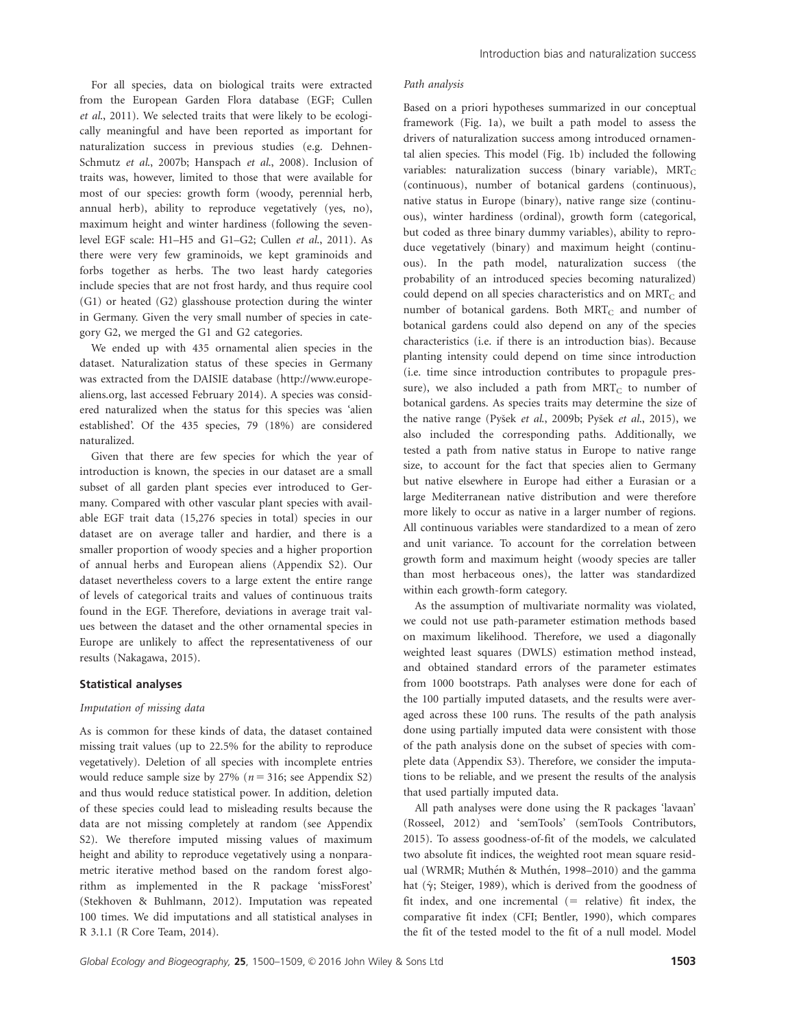For all species, data on biological traits were extracted from the European Garden Flora database (EGF; Cullen *et al.*, 2011). We selected traits that were likely to be ecologically meaningful and have been reported as important for naturalization success in previous studies (e.g. Dehnen-Schmutz *et al.*, 2007b; Hanspach *et al.*, 2008). Inclusion of traits was, however, limited to those that were available for most of our species: growth form (woody, perennial herb, annual herb), ability to reproduce vegetatively (yes, no), maximum height and winter hardiness (following the seven-level EGF scale: H1–H5 and G1–G2; Cullen *et al.*, 2011). As there were very few graminoids, we kept graminoids and forbs together as herbs. The two least hardy categories include species that are not frost hardy, and thus require cool (G1) or heated (G2) glasshouse protection during the winter in Germany. Given the very small number of species in category G2, we merged the G1 and G2 categories.

We ended up with 435 ornamental alien species in the dataset. Naturalization status of these species in Germany was extracted from the DAISIE database (http://www.europe-aliens.org, last accessed February 2014). A species was considered naturalized when the status for this species was 'alien established'. Of the 435 species, 79 (18%) are considered naturalized.

Given that there are few species for which the year of introduction is known, the species in our dataset are a small subset of all garden plant species ever introduced to Germany. Compared with other vascular plant species with available EGF trait data (15,276 species in total) species in our dataset are on average taller and hardier, and there is a smaller proportion of woody species and a higher proportion of annual herbs and European aliens (Appendix S2). Our dataset nevertheless covers to a large extent the entire range of levels of categorical traits and values of continuous traits found in the EGF. Therefore, deviations in average trait values between the dataset and the other ornamental species in Europe are unlikely to affect the representativeness of our results (Nakagawa, 2015).

## Statistical analyses

### *Imputation of missing data*

As is common for these kinds of data, the dataset contained missing trait values (up to 22.5% for the ability to reproduce vegetatively). Deletion of all species with incomplete entries would reduce sample size by 27% ($n = 316$; see Appendix S2) and thus would reduce statistical power. In addition, deletion of these species could lead to misleading results because the data are not missing completely at random (see Appendix S2). We therefore imputed missing values of maximum height and ability to reproduce vegetatively using a nonparametric iterative method based on the random forest algorithm as implemented in the R package 'missForest' (Stekhoven & Buhlmann, 2012). Imputation was repeated 100 times. We did imputations and all statistical analyses in R 3.1.1 (R Core Team, 2014).

### *Path analysis*

Based on a priori hypotheses summarized in our conceptual framework (Fig. 1a), we built a path model to assess the drivers of naturalization success among introduced ornamental alien species. This model (Fig. 1b) included the following variables: naturalization success (binary variable), $MRT_C$ (continuous), number of botanical gardens (continuous), native status in Europe (binary), native range size (continuous), winter hardiness (ordinal), growth form (categorical, but coded as three binary dummy variables), ability to reproduce vegetatively (binary) and maximum height (continuous). In the path model, naturalization success (the probability of an introduced species becoming naturalized) could depend on all species characteristics and on $MRT_C$ and number of botanical gardens. Both $MRT_C$ and number of botanical gardens could also depend on any of the species characteristics (i.e. if there is an introduction bias). Because planting intensity could depend on time since introduction (i.e. time since introduction contributes to propagule pressure), we also included a path from $MRT_C$ to number of botanical gardens. As species traits may determine the size of the native range (Pyšek *et al.*, 2009b; Pyšek *et al.*, 2015), we also included the corresponding paths. Additionally, we tested a path from native status in Europe to native range size, to account for the fact that species alien to Germany but native elsewhere in Europe had either a Eurasian or a large Mediterranean native distribution and were therefore more likely to occur as native in a larger number of regions. All continuous variables were standardized to a mean of zero and unit variance. To account for the correlation between growth form and maximum height (woody species are taller than most herbaceous ones), the latter was standardized within each growth-form category.

As the assumption of multivariate normality was violated, we could not use path-parameter estimation methods based on maximum likelihood. Therefore, we used a diagonally weighted least squares (DWLS) estimation method instead, and obtained standard errors of the parameter estimates from 1000 bootstraps. Path analyses were done for each of the 100 partially imputed datasets, and the results were averaged across these 100 runs. The results of the path analysis done using partially imputed data were consistent with those of the path analysis done on the subset of species with complete data (Appendix S3). Therefore, we consider the imputations to be reliable, and we present the results of the analysis that used partially imputed data.

All path analyses were done using the R packages 'lavaan' (Rosseel, 2012) and 'semTools' (semTools Contributors, 2015). To assess goodness-of-fit of the models, we calculated two absolute fit indices, the weighted root mean square residual (WRMR; Muthén & Muthén, 1998–2010) and the gamma hat ($\hat{\gamma}$; Steiger, 1989), which is derived from the goodness of fit index, and one incremental (= relative) fit index, the comparative fit index (CFI; Bentler, 1990), which compares the fit of the tested model to the fit of a null model. Model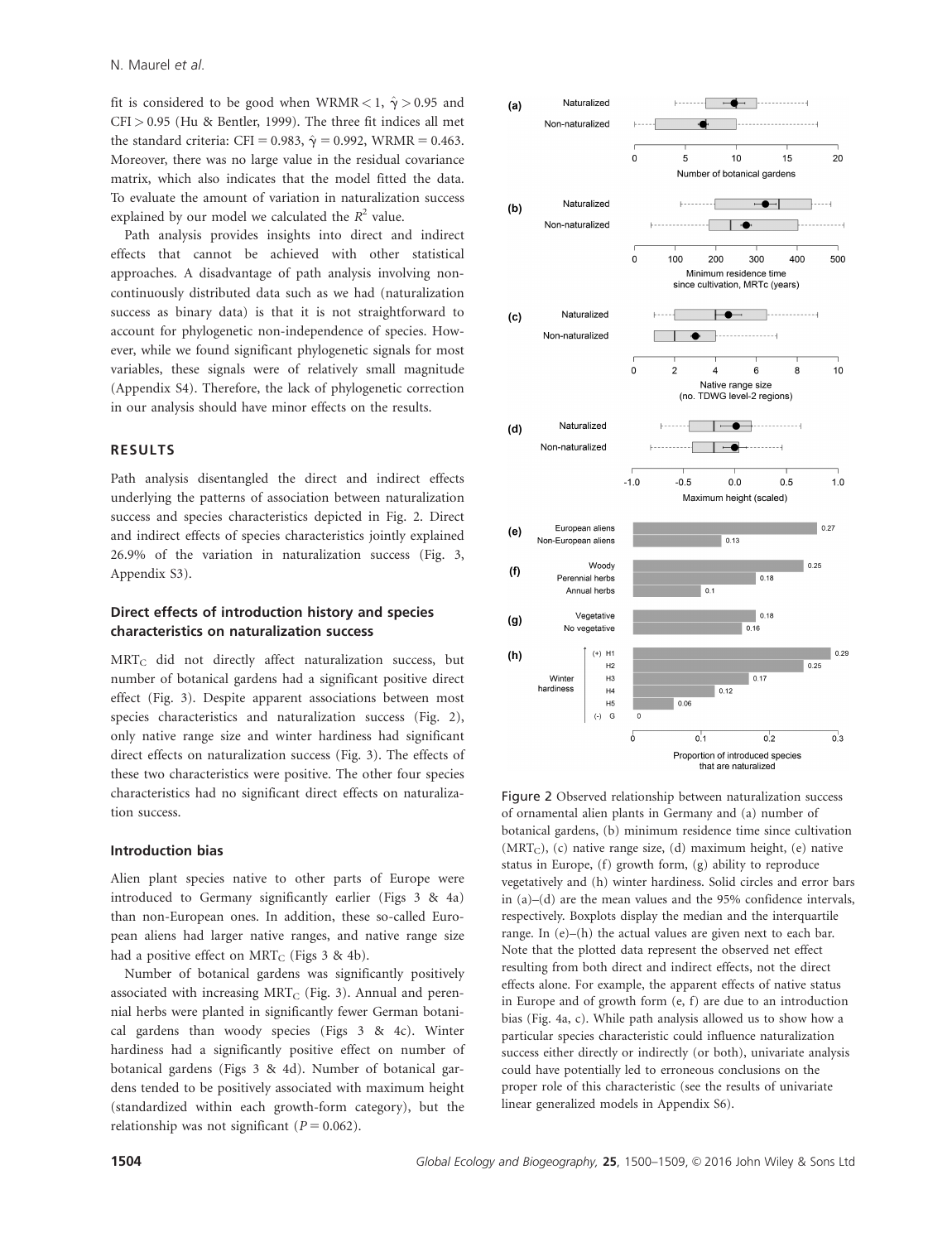fit is considered to be good when WRMR < 1, $\hat{\gamma} > 0.95$ and CFI > 0.95 (Hu & Bentler, 1999). The three fit indices all met the standard criteria: CFI = 0.983, $\hat{\gamma} = 0.992$, WRMR = 0.463. Moreover, there was no large value in the residual covariance matrix, which also indicates that the model fitted the data. To evaluate the amount of variation in naturalization success explained by our model we calculated the $R^2$ value.

Path analysis provides insights into direct and indirect effects that cannot be achieved with other statistical approaches. A disadvantage of path analysis involving non-continuously distributed data such as we had (naturalization success as binary data) is that it is not straightforward to account for phylogenetic non-independence of species. However, while we found significant phylogenetic signals for most variables, these signals were of relatively small magnitude (Appendix S4). Therefore, the lack of phylogenetic correction in our analysis should have minor effects on the results.

## RESULTS

Path analysis disentangled the direct and indirect effects underlying the patterns of association between naturalization success and species characteristics depicted in Fig. 2. Direct and indirect effects of species characteristics jointly explained 26.9% of the variation in naturalization success (Fig. 3, Appendix S3).

### Direct effects of introduction history and species characteristics on naturalization success

$MRT_C$ did not directly affect naturalization success, but number of botanical gardens had a significant positive direct effect (Fig. 3). Despite apparent associations between most species characteristics and naturalization success (Fig. 2), only native range size and winter hardiness had significant direct effects on naturalization success (Fig. 3). The effects of these two characteristics were positive. The other four species characteristics had no significant direct effects on naturalization success.

### Introduction bias

Alien plant species native to other parts of Europe were introduced to Germany significantly earlier (Figs 3 & 4a) than non-European ones. In addition, these so-called European aliens had larger native ranges, and native range size had a positive effect on $MRT_C$ (Figs 3 & 4b).

Number of botanical gardens was significantly positively associated with increasing $MRT_C$ (Fig. 3). Annual and perennial herbs were planted in significantly fewer German botanical gardens than woody species (Figs 3 & 4c). Winter hardiness had a significantly positive effect on number of botanical gardens (Figs 3 & 4d). Number of botanical gardens tended to be positively associated with maximum height (standardized within each growth-form category), but the relationship was not significant ($P = 0.062$).

Figure 2 Observed relationship between naturalization success of ornamental alien plants in Germany and (a) number of botanical gardens, (b) minimum residence time since cultivation ($MRT_C$), (c) native range size, (d) maximum height, (e) native status in Europe, (f) growth form, (g) ability to reproduce vegetatively and (h) winter hardiness. Solid circles and error bars in (a)–(d) are the mean values and the 95% confidence intervals, respectively. Boxplots display the median and the interquartile range. In (e)–(h) the actual values are given next to each bar. Note that the plotted data represent the observed net effect resulting from both direct and indirect effects, not the direct effects alone. For example, the apparent effects of native status in Europe and of growth form (e, f) are due to an introduction bias (Fig. 4a, c). While path analysis allowed us to show how a particular species characteristic could influence naturalization success either directly or indirectly (or both), univariate analysis could have potentially led to erroneous conclusions on the proper role of this characteristic (see the results of univariate linear generalized models in Appendix S6).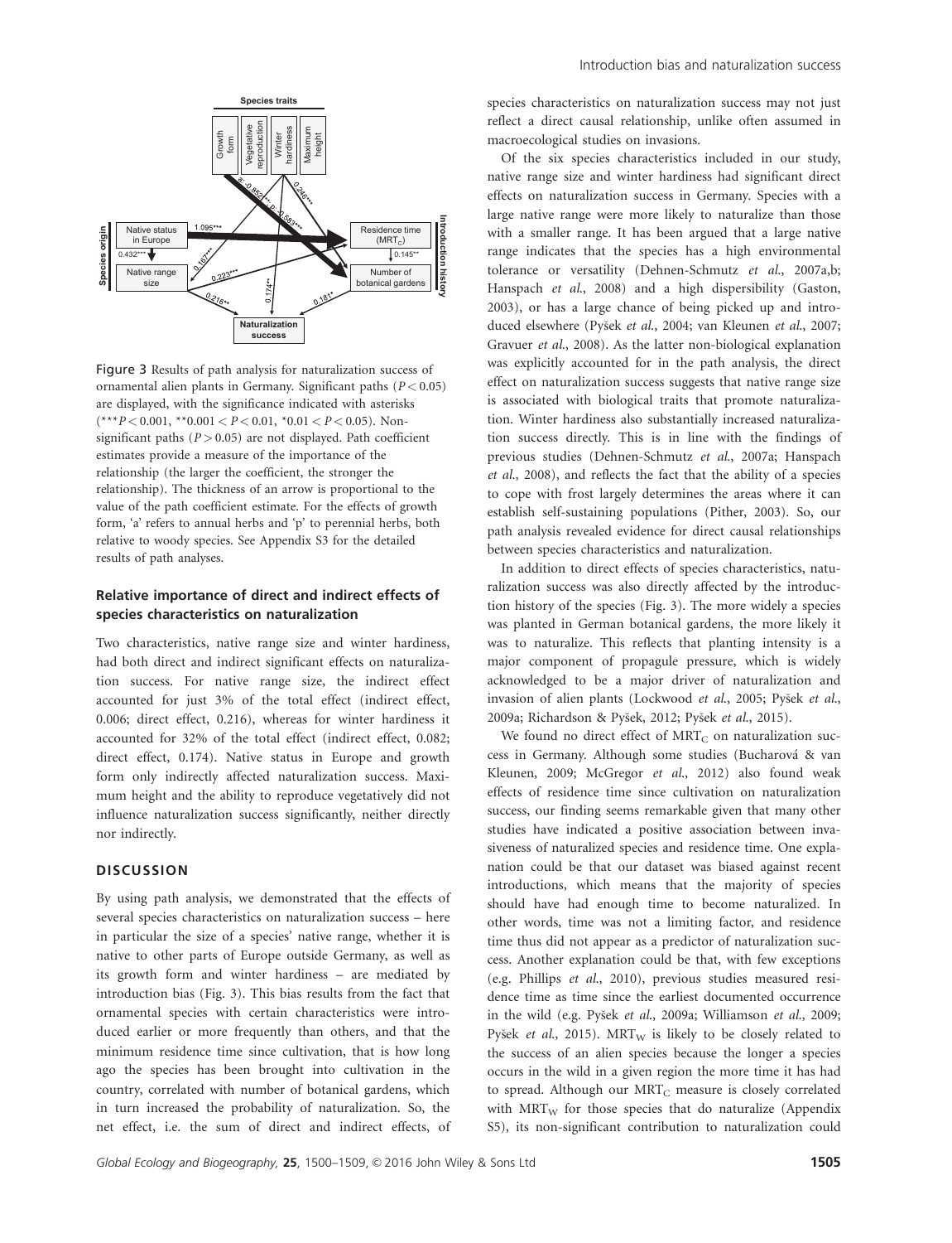Figure 3 Results of path analysis for naturalization success of ornamental alien plants in Germany. Significant paths ($P < 0.05$) are displayed, with the significance indicated with asterisks (***$P < 0.001$, **$0.001 < P < 0.01$, *$0.01 < P < 0.05$). Non-significant paths ($P > 0.05$) are not displayed. Path coefficient estimates provide a measure of the importance of the relationship (the larger the coefficient, the stronger the relationship). The thickness of an arrow is proportional to the value of the path coefficient estimate. For the effects of growth form, 'a' refers to annual herbs and 'p' to perennial herbs, both relative to woody species. See Appendix S3 for the detailed results of path analyses.

### Relative importance of direct and indirect effects of species characteristics on naturalization

Two characteristics, native range size and winter hardiness, had both direct and indirect significant effects on naturalization success. For native range size, the indirect effect accounted for just 3% of the total effect (indirect effect, 0.006; direct effect, 0.216), whereas for winter hardiness it accounted for 32% of the total effect (indirect effect, 0.082; direct effect, 0.174). Native status in Europe and growth form only indirectly affected naturalization success. Maximum height and the ability to reproduce vegetatively did not influence naturalization success significantly, neither directly nor indirectly.

## DISCUSSION

By using path analysis, we demonstrated that the effects of several species characteristics on naturalization success – here in particular the size of a species' native range, whether it is native to other parts of Europe outside Germany, as well as its growth form and winter hardiness – are mediated by introduction bias (Fig. 3). This bias results from the fact that ornamental species with certain characteristics were introduced earlier or more frequently than others, and that the minimum residence time since cultivation, that is how long ago the species has been brought into cultivation in the country, correlated with number of botanical gardens, which in turn increased the probability of naturalization. So, the net effect, i.e. the sum of direct and indirect effects, of species characteristics on naturalization success may not just reflect a direct causal relationship, unlike often assumed in macroecological studies on invasions.

Of the six species characteristics included in our study, native range size and winter hardiness had significant direct effects on naturalization success in Germany. Species with a large native range were more likely to naturalize than those with a smaller range. It has been argued that a large native range indicates that the species has a high environmental tolerance or versatility (Dehnen-Schmutz *et al.*, 2007a,b; Hanspach *et al.*, 2008) and a high dispersibility (Gaston, 2003), or has a large chance of being picked up and introduced elsewhere (Pyšek *et al.*, 2004; van Kleunen *et al.*, 2007; Gravuer *et al.*, 2008). As the latter non-biological explanation was explicitly accounted for in the path analysis, the direct effect on naturalization success suggests that native range size is associated with biological traits that promote naturalization. Winter hardiness also substantially increased naturalization success directly. This is in line with the findings of previous studies (Dehnen-Schmutz *et al.*, 2007a; Hanspach *et al.*, 2008), and reflects the fact that the ability of a species to cope with frost largely determines the areas where it can establish self-sustaining populations (Pither, 2003). So, our path analysis revealed evidence for direct causal relationships between species characteristics and naturalization.

In addition to direct effects of species characteristics, naturalization success was also directly affected by the introduction history of the species (Fig. 3). The more widely a species was planted in German botanical gardens, the more likely it was to naturalize. This reflects that planting intensity is a major component of propagule pressure, which is widely acknowledged to be a major driver of naturalization and invasion of alien plants (Lockwood *et al.*, 2005; Pyšek *et al.*, 2009a; Richardson & Pyšek, 2012; Pyšek *et al.*, 2015).

We found no direct effect of $MRT_C$ on naturalization success in Germany. Although some studies (Bucharová & van Kleunen, 2009; McGregor *et al.*, 2012) also found weak effects of residence time since cultivation on naturalization success, our finding seems remarkable given that many other studies have indicated a positive association between invasiveness of naturalized species and residence time. One explanation could be that our dataset was biased against recent introductions, which means that the majority of species should have had enough time to become naturalized. In other words, time was not a limiting factor, and residence time thus did not appear as a predictor of naturalization success. Another explanation could be that, with few exceptions (e.g. Phillips *et al.*, 2010), previous studies measured residence time as time since the earliest documented occurrence in the wild (e.g. Pyšek *et al.*, 2009a; Williamson *et al.*, 2009; Pyšek *et al.*, 2015). $MRT_W$ is likely to be closely related to the success of an alien species because the longer a species occurs in the wild in a given region the more time it has had to spread. Although our $MRT_C$ measure is closely correlated with $MRT_W$ for those species that do naturalize (Appendix S5), its non-significant contribution to naturalization could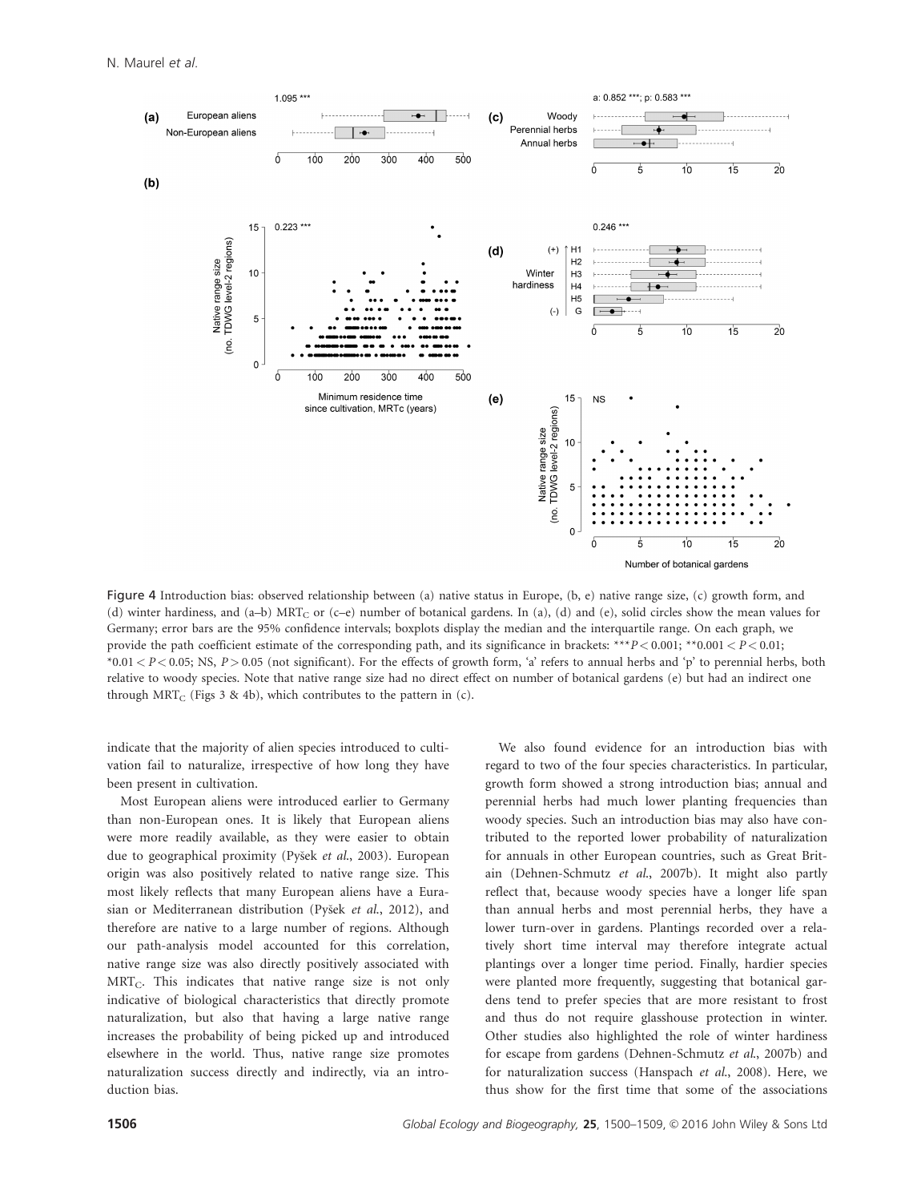Figure 4 Introduction bias: observed relationship between (a) native status in Europe, (b, e) native range size, (c) growth form, and (d) winter hardiness, and (a–b) $MRT_C$ or (c–e) number of botanical gardens. In (a), (d) and (e), solid circles show the mean values for Germany; error bars are the 95% confidence intervals; boxplots display the median and the interquartile range. On each graph, we provide the path coefficient estimate of the corresponding path, and its significance in brackets: $^{***}P < 0.001$; $^{**}0.001 < P < 0.01$; $^{*}0.01 < P < 0.05$; NS, $P > 0.05$ (not significant). For the effects of growth form, 'a' refers to annual herbs and 'p' to perennial herbs, both relative to woody species. Note that native range size had no direct effect on number of botanical gardens (e) but had an indirect one through $MRT_C$ (Figs 3 & 4b), which contributes to the pattern in (c).

indicate that the majority of alien species introduced to cultivation fail to naturalize, irrespective of how long they have been present in cultivation.

Most European aliens were introduced earlier to Germany than non-European ones. It is likely that European aliens were more readily available, as they were easier to obtain due to geographical proximity (Pyšek *et al.*, 2003). European origin was also positively related to native range size. This most likely reflects that many European aliens have a Eurasian or Mediterranean distribution (Pyšek *et al.*, 2012), and therefore are native to a large number of regions. Although our path-analysis model accounted for this correlation, native range size was also directly positively associated with $MRT_C$. This indicates that native range size is not only indicative of biological characteristics that directly promote naturalization, but also that having a large native range increases the probability of being picked up and introduced elsewhere in the world. Thus, native range size promotes naturalization success directly and indirectly, via an introduction bias.

We also found evidence for an introduction bias with regard to two of the four species characteristics. In particular, growth form showed a strong introduction bias; annual and perennial herbs had much lower planting frequencies than woody species. Such an introduction bias may also have contributed to the reported lower probability of naturalization for annuals in other European countries, such as Great Britain (Dehnen-Schmutz *et al.*, 2007b). It might also partly reflect that, because woody species have a longer life span than annual herbs and most perennial herbs, they have a lower turn-over in gardens. Plantings recorded over a relatively short time interval may therefore integrate actual plantings over a longer time period. Finally, hardier species were planted more frequently, suggesting that botanical gardens tend to prefer species that are more resistant to frost and thus do not require glasshouse protection in winter. Other studies also highlighted the role of winter hardiness for escape from gardens (Dehnen-Schmutz *et al.*, 2007b) and for naturalization success (Hanspach *et al.*, 2008). Here, we thus show for the first time that some of the associations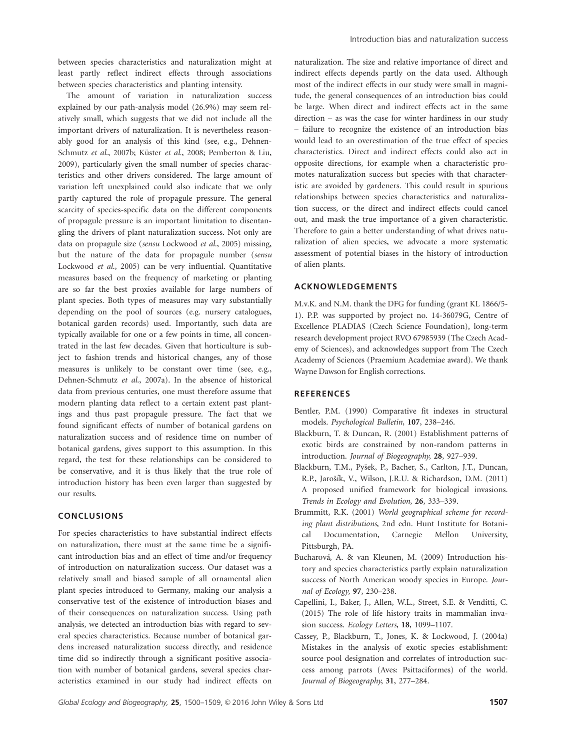between species characteristics and naturalization might at least partly reflect indirect effects through associations between species characteristics and planting intensity.

The amount of variation in naturalization success explained by our path-analysis model (26.9%) may seem relatively small, which suggests that we did not include all the important drivers of naturalization. It is nevertheless reasonably good for an analysis of this kind (see, e.g., Dehnen-Schmutz *et al.*, 2007b; Küster *et al.*, 2008; Pemberton & Liu, 2009), particularly given the small number of species characteristics and other drivers considered. The large amount of variation left unexplained could also indicate that we only partly captured the role of propagule pressure. The general scarcity of species-specific data on the different components of propagule pressure is an important limitation to disentangling the drivers of plant naturalization success. Not only are data on propagule size (*sensu* Lockwood *et al.*, 2005) missing, but the nature of the data for propagule number (*sensu* Lockwood *et al.*, 2005) can be very influential. Quantitative measures based on the frequency of marketing or planting are so far the best proxies available for large numbers of plant species. Both types of measures may vary substantially depending on the pool of sources (e.g. nursery catalogues, botanical garden records) used. Importantly, such data are typically available for one or a few points in time, all concentrated in the last few decades. Given that horticulture is subject to fashion trends and historical changes, any of those measures is unlikely to be constant over time (see, e.g., Dehnen-Schmutz *et al.*, 2007a). In the absence of historical data from previous centuries, one must therefore assume that modern planting data reflect to a certain extent past plantings and thus past propagule pressure. The fact that we found significant effects of number of botanical gardens on naturalization success and of residence time on number of botanical gardens, gives support to this assumption. In this regard, the test for these relationships can be considered to be conservative, and it is thus likely that the true role of introduction history has been even larger than suggested by our results.

## CONCLUSIONS

For species characteristics to have substantial indirect effects on naturalization, there must at the same time be a significant introduction bias and an effect of time and/or frequency of introduction on naturalization success. Our dataset was a relatively small and biased sample of all ornamental alien plant species introduced to Germany, making our analysis a conservative test of the existence of introduction biases and of their consequences on naturalization success. Using path analysis, we detected an introduction bias with regard to several species characteristics. Because number of botanical gardens increased naturalization success directly, and residence time did so indirectly through a significant positive association with number of botanical gardens, several species characteristics examined in our study had indirect effects on naturalization. The size and relative importance of direct and indirect effects depends partly on the data used. Although most of the indirect effects in our study were small in magnitude, the general consequences of an introduction bias could be large. When direct and indirect effects act in the same direction – as was the case for winter hardiness in our study – failure to recognize the existence of an introduction bias would lead to an overestimation of the true effect of species characteristics. Direct and indirect effects could also act in opposite directions, for example when a characteristic promotes naturalization success but species with that characteristic are avoided by gardeners. This could result in spurious relationships between species characteristics and naturalization success, or the direct and indirect effects could cancel out, and mask the true importance of a given characteristic. Therefore to gain a better understanding of what drives naturalization of alien species, we advocate a more systematic assessment of potential biases in the history of introduction of alien plants.

## ACKNOWLEDGEMENTS

M.v.K. and N.M. thank the DFG for funding (grant KL 1866/5-1). P.P. was supported by project no. 14-36079G, Centre of Excellence PLADIAS (Czech Science Foundation), long-term research development project RVO 67985939 (The Czech Academy of Sciences), and acknowledges support from The Czech Academy of Sciences (Praemium Academiae award). We thank Wayne Dawson for English corrections.

## REFERENCES

Bentler, P.M. (1990) Comparative fit indexes in structural models. *Psychological Bulletin*, **107**, 238–246.

Blackburn, T. & Duncan, R. (2001) Establishment patterns of exotic birds are constrained by non-random patterns in introduction. *Journal of Biogeography*, **28**, 927–939.

Blackburn, T.M., Pyšek, P., Bacher, S., Carlton, J.T., Duncan, R.P., Jarošík, V., Wilson, J.R.U. & Richardson, D.M. (2011) A proposed unified framework for biological invasions. *Trends in Ecology and Evolution*, **26**, 333–339.

Brummitt, R.K. (2001) *World geographical scheme for recording plant distributions*, 2nd edn. Hunt Institute for Botanical Documentation, Carnegie Mellon University, Pittsburgh, PA.

Bucharová, A. & van Kleunen, M. (2009) Introduction history and species characteristics partly explain naturalization success of North American woody species in Europe. *Journal of Ecology*, **97**, 230–238.

Capellini, I., Baker, J., Allen, W.L., Street, S.E. & Venditti, C. (2015) The role of life history traits in mammalian invasion success. *Ecology Letters*, **18**, 1099–1107.

Cassey, P., Blackburn, T., Jones, K. & Lockwood, J. (2004a) Mistakes in the analysis of exotic species establishment: source pool designation and correlates of introduction success among parrots (Aves: Psittaciformes) of the world. *Journal of Biogeography*, **31**, 277–284.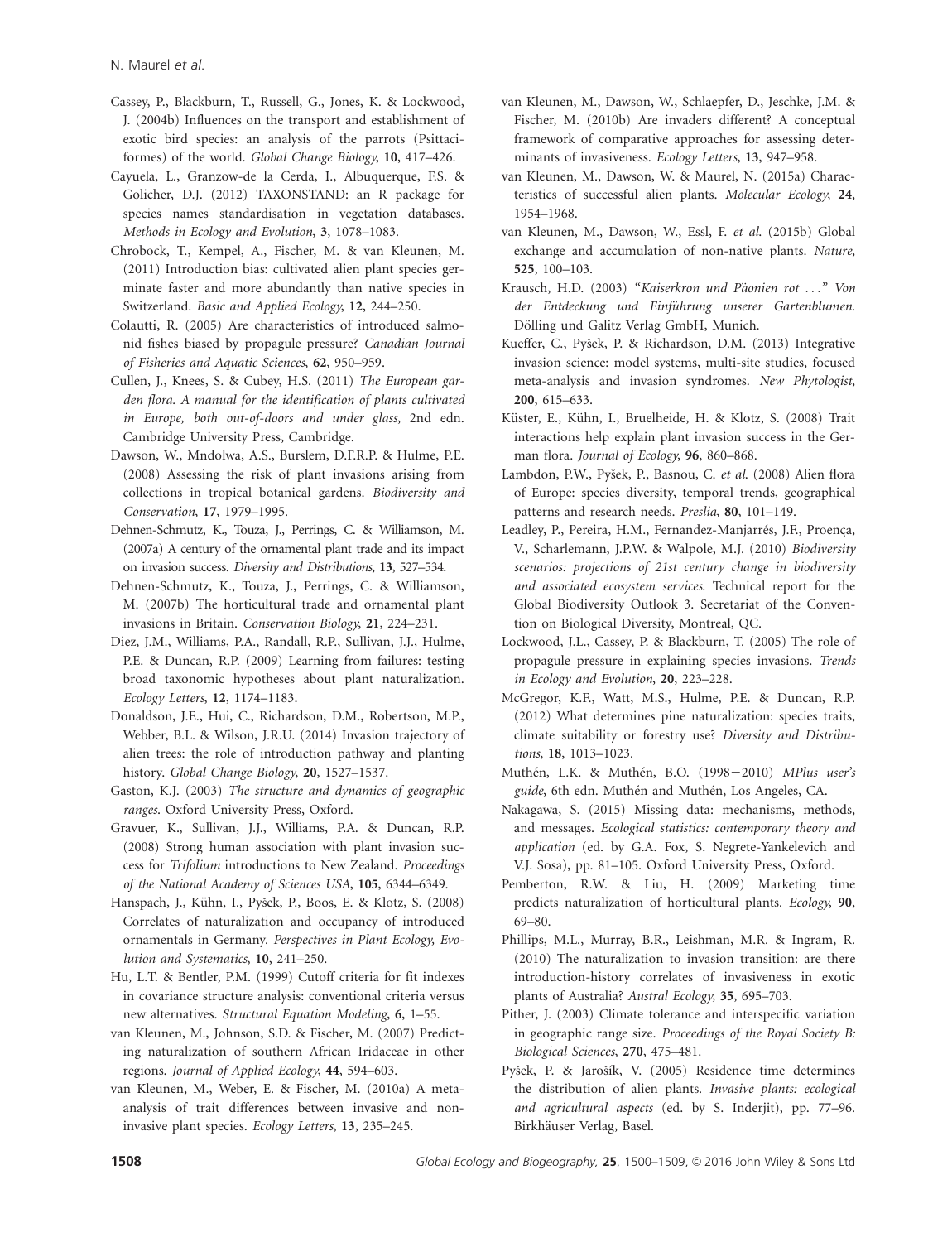Cassey, P., Blackburn, T., Russell, G., Jones, K. & Lockwood, J. (2004b) Influences on the transport and establishment of exotic bird species: an analysis of the parrots (Psittaciformes) of the world. *Global Change Biology*, **10**, 417–426.

Cayuela, L., Granzow-de la Cerda, I., Albuquerque, F.S. & Golicher, D.J. (2012) TAXONSTAND: an R package for species names standardisation in vegetation databases. *Methods in Ecology and Evolution*, **3**, 1078–1083.

Chrobock, T., Kempel, A., Fischer, M. & van Kleunen, M. (2011) Introduction bias: cultivated alien plant species germinate faster and more abundantly than native species in Switzerland. *Basic and Applied Ecology*, **12**, 244–250.

Colautti, R. (2005) Are characteristics of introduced salmonid fishes biased by propagule pressure? *Canadian Journal of Fisheries and Aquatic Sciences*, **62**, 950–959.

Cullen, J., Knees, S. & Cubey, H.S. (2011) *The European garden flora. A manual for the identification of plants cultivated in Europe, both out-of-doors and under glass*, 2nd edn. Cambridge University Press, Cambridge.

Dawson, W., Mndolwa, A.S., Burslem, D.F.R.P. & Hulme, P.E. (2008) Assessing the risk of plant invasions arising from collections in tropical botanical gardens. *Biodiversity and Conservation*, **17**, 1979–1995.

Dehnen-Schmutz, K., Touza, J., Perrings, C. & Williamson, M. (2007a) A century of the ornamental plant trade and its impact on invasion success. *Diversity and Distributions*, **13**, 527–534.

Dehnen-Schmutz, K., Touza, J., Perrings, C. & Williamson, M. (2007b) The horticultural trade and ornamental plant invasions in Britain. *Conservation Biology*, **21**, 224–231.

Diez, J.M., Williams, P.A., Randall, R.P., Sullivan, J.J., Hulme, P.E. & Duncan, R.P. (2009) Learning from failures: testing broad taxonomic hypotheses about plant naturalization. *Ecology Letters*, **12**, 1174–1183.

Donaldson, J.E., Hui, C., Richardson, D.M., Robertson, M.P., Webber, B.L. & Wilson, J.R.U. (2014) Invasion trajectory of alien trees: the role of introduction pathway and planting history. *Global Change Biology*, **20**, 1527–1537.

Gaston, K.J. (2003) *The structure and dynamics of geographic ranges*. Oxford University Press, Oxford.

Gravuer, K., Sullivan, J.J., Williams, P.A. & Duncan, R.P. (2008) Strong human association with plant invasion success for *Trifolium* introductions to New Zealand. *Proceedings of the National Academy of Sciences USA*, **105**, 6344–6349.

Hanspach, J., Kühn, I., Pyšek, P., Boos, E. & Klotz, S. (2008) Correlates of naturalization and occupancy of introduced ornamentals in Germany. *Perspectives in Plant Ecology, Evolution and Systematics*, **10**, 241–250.

Hu, L.T. & Bentler, P.M. (1999) Cutoff criteria for fit indexes in covariance structure analysis: conventional criteria versus new alternatives. *Structural Equation Modeling*, **6**, 1–55.

van Kleunen, M., Johnson, S.D. & Fischer, M. (2007) Predicting naturalization of southern African Iridaceae in other regions. *Journal of Applied Ecology*, **44**, 594–603.

van Kleunen, M., Weber, E. & Fischer, M. (2010a) A meta-analysis of trait differences between invasive and non-invasive plant species. *Ecology Letters*, **13**, 235–245.

van Kleunen, M., Dawson, W., Schlaepfer, D., Jeschke, J.M. & Fischer, M. (2010b) Are invaders different? A conceptual framework of comparative approaches for assessing determinants of invasiveness. *Ecology Letters*, **13**, 947–958.

van Kleunen, M., Dawson, W. & Maurel, N. (2015a) Characteristics of successful alien plants. *Molecular Ecology*, **24**, 1954–1968.

van Kleunen, M., Dawson, W., Essl, F. *et al.* (2015b) Global exchange and accumulation of non-native plants. *Nature*, **525**, 100–103.

Krausch, H.D. (2003) "*Kaiserkron und Päonien rot* ..." *Von der Entdeckung und Einführung unserer Gartenblumen*. Dölling und Galitz Verlag GmbH, Munich.

Kueffer, C., Pyšek, P. & Richardson, D.M. (2013) Integrative invasion science: model systems, multi-site studies, focused meta-analysis and invasion syndromes. *New Phytologist*, **200**, 615–633.

Küster, E., Kühn, I., Bruelheide, H. & Klotz, S. (2008) Trait interactions help explain plant invasion success in the German flora. *Journal of Ecology*, **96**, 860–868.

Lambdon, P.W., Pyšek, P., Basnou, C. *et al.* (2008) Alien flora of Europe: species diversity, temporal trends, geographical patterns and research needs. *Preslia*, **80**, 101–149.

Leadley, P., Pereira, H.M., Fernandez-Manjarrés, J.F., Proença, V., Scharlemann, J.P.W. & Walpole, M.J. (2010) *Biodiversity scenarios: projections of 21st century change in biodiversity and associated ecosystem services*. Technical report for the Global Biodiversity Outlook 3. Secretariat of the Convention on Biological Diversity, Montreal, QC.

Lockwood, J.L., Cassey, P. & Blackburn, T. (2005) The role of propagule pressure in explaining species invasions. *Trends in Ecology and Evolution*, **20**, 223–228.

McGregor, K.F., Watt, M.S., Hulme, P.E. & Duncan, R.P. (2012) What determines pine naturalization: species traits, climate suitability or forestry use? *Diversity and Distributions*, **18**, 1013–1023.

Muthén, L.K. & Muthén, B.O. (1998−2010) *MPlus user's guide*, 6th edn. Muthén and Muthén, Los Angeles, CA.

Nakagawa, S. (2015) Missing data: mechanisms, methods, and messages. *Ecological statistics: contemporary theory and application* (ed. by G.A. Fox, S. Negrete-Yankelevich and V.J. Sosa), pp. 81–105. Oxford University Press, Oxford.

Pemberton, R.W. & Liu, H. (2009) Marketing time predicts naturalization of horticultural plants. *Ecology*, **90**, 69–80.

Phillips, M.L., Murray, B.R., Leishman, M.R. & Ingram, R. (2010) The naturalization to invasion transition: are there introduction-history correlates of invasiveness in exotic plants of Australia? *Austral Ecology*, **35**, 695–703.

Pither, J. (2003) Climate tolerance and interspecific variation in geographic range size. *Proceedings of the Royal Society B: Biological Sciences*, **270**, 475–481.

Pyšek, P. & Jarošík, V. (2005) Residence time determines the distribution of alien plants. *Invasive plants: ecological and agricultural aspects* (ed. by S. Inderjit), pp. 77–96. Birkhäuser Verlag, Basel.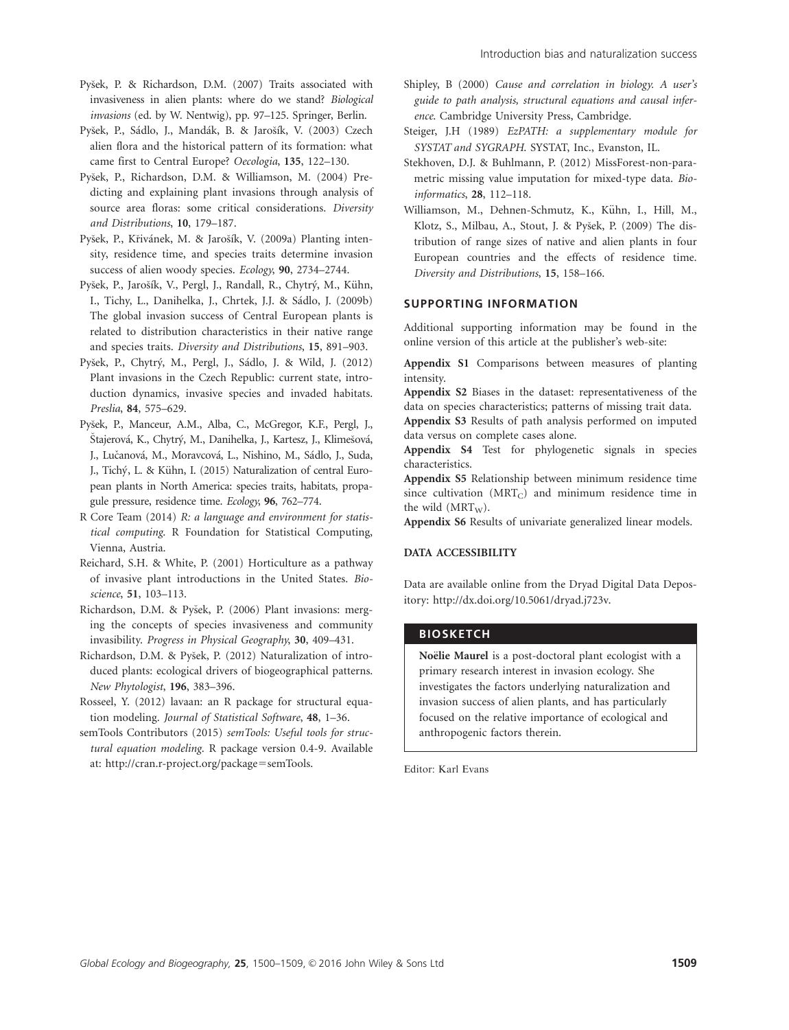Pyšek, P. & Richardson, D.M. (2007) Traits associated with invasiveness in alien plants: where do we stand? *Biological invasions* (ed. by W. Nentwig), pp. 97–125. Springer, Berlin.

Pyšek, P., Sádlo, J., Mandák, B. & Jarošík, V. (2003) Czech alien flora and the historical pattern of its formation: what came first to Central Europe? *Oecologia*, **135**, 122–130.

Pyšek, P., Richardson, D.M. & Williamson, M. (2004) Predicting and explaining plant invasions through analysis of source area floras: some critical considerations. *Diversity and Distributions*, **10**, 179–187.

Pyšek, P., Křivánek, M. & Jarošík, V. (2009a) Planting intensity, residence time, and species traits determine invasion success of alien woody species. *Ecology*, **90**, 2734–2744.

Pyšek, P., Jarošík, V., Pergl, J., Randall, R., Chytrý, M., Kühn, I., Tichy, L., Danihelka, J., Chrtek, J.J. & Sádlo, J. (2009b) The global invasion success of Central European plants is related to distribution characteristics in their native range and species traits. *Diversity and Distributions*, **15**, 891–903.

Pyšek, P., Chytrý, M., Pergl, J., Sádlo, J. & Wild, J. (2012) Plant invasions in the Czech Republic: current state, introduction dynamics, invasive species and invaded habitats. *Preslia*, **84**, 575–629.

Pyšek, P., Manceur, A.M., Alba, C., McGregor, K.F., Pergl, J., Štajerová, K., Chytrý, M., Danihelka, J., Kartesz, J., Klimešová, J., Lučanová, M., Moravcová, L., Nishino, M., Sádlo, J., Suda, J., Tichý, L. & Kühn, I. (2015) Naturalization of central European plants in North America: species traits, habitats, propagule pressure, residence time. *Ecology*, **96**, 762–774.

R Core Team (2014) *R: a language and environment for statistical computing*. R Foundation for Statistical Computing, Vienna, Austria.

Reichard, S.H. & White, P. (2001) Horticulture as a pathway of invasive plant introductions in the United States. *Bioscience*, **51**, 103–113.

Richardson, D.M. & Pyšek, P. (2006) Plant invasions: merging the concepts of species invasiveness and community invasibility. *Progress in Physical Geography*, **30**, 409–431.

Richardson, D.M. & Pyšek, P. (2012) Naturalization of introduced plants: ecological drivers of biogeographical patterns. *New Phytologist*, **196**, 383–396.

Rosseel, Y. (2012) lavaan: an R package for structural equation modeling. *Journal of Statistical Software*, **48**, 1–36.

semTools Contributors (2015) *semTools: Useful tools for structural equation modeling*. R package version 0.4-9. Available at: http://cran.r-project.org/package=semTools.

Shipley, B (2000) *Cause and correlation in biology. A user's guide to path analysis, structural equations and causal inference*. Cambridge University Press, Cambridge.

Steiger, J.H (1989) *EzPATH: a supplementary module for SYSTAT and SYGRAPH*. SYSTAT, Inc., Evanston, IL.

Stekhoven, D.J. & Buhlmann, P. (2012) MissForest-non-parametric missing value imputation for mixed-type data. *Bioinformatics*, **28**, 112–118.

Williamson, M., Dehnen-Schmutz, K., Kühn, I., Hill, M., Klotz, S., Milbau, A., Stout, J. & Pyšek, P. (2009) The distribution of range sizes of native and alien plants in four European countries and the effects of residence time. *Diversity and Distributions*, **15**, 158–166.

## SUPPORTING INFORMATION

Additional supporting information may be found in the online version of this article at the publisher's web-site:

**Appendix S1** Comparisons between measures of planting intensity.

**Appendix S2** Biases in the dataset: representativeness of the data on species characteristics; patterns of missing trait data.

**Appendix S3** Results of path analysis performed on imputed data versus on complete cases alone.

**Appendix S4** Test for phylogenetic signals in species characteristics.

**Appendix S5** Relationship between minimum residence time since cultivation ($MRT_C$) and minimum residence time in the wild ($MRT_W$).

**Appendix S6** Results of univariate generalized linear models.

### DATA ACCESSIBILITY

Data are available online from the Dryad Digital Data Depository: http://dx.doi.org/10.5061/dryad.j723v.

## BIOSKETCH

**Noëlie Maurel** is a post-doctoral plant ecologist with a primary research interest in invasion ecology. She investigates the factors underlying naturalization and invasion success of alien plants, and has particularly focused on the relative importance of ecological and anthropogenic factors therein.

Editor: Karl Evans